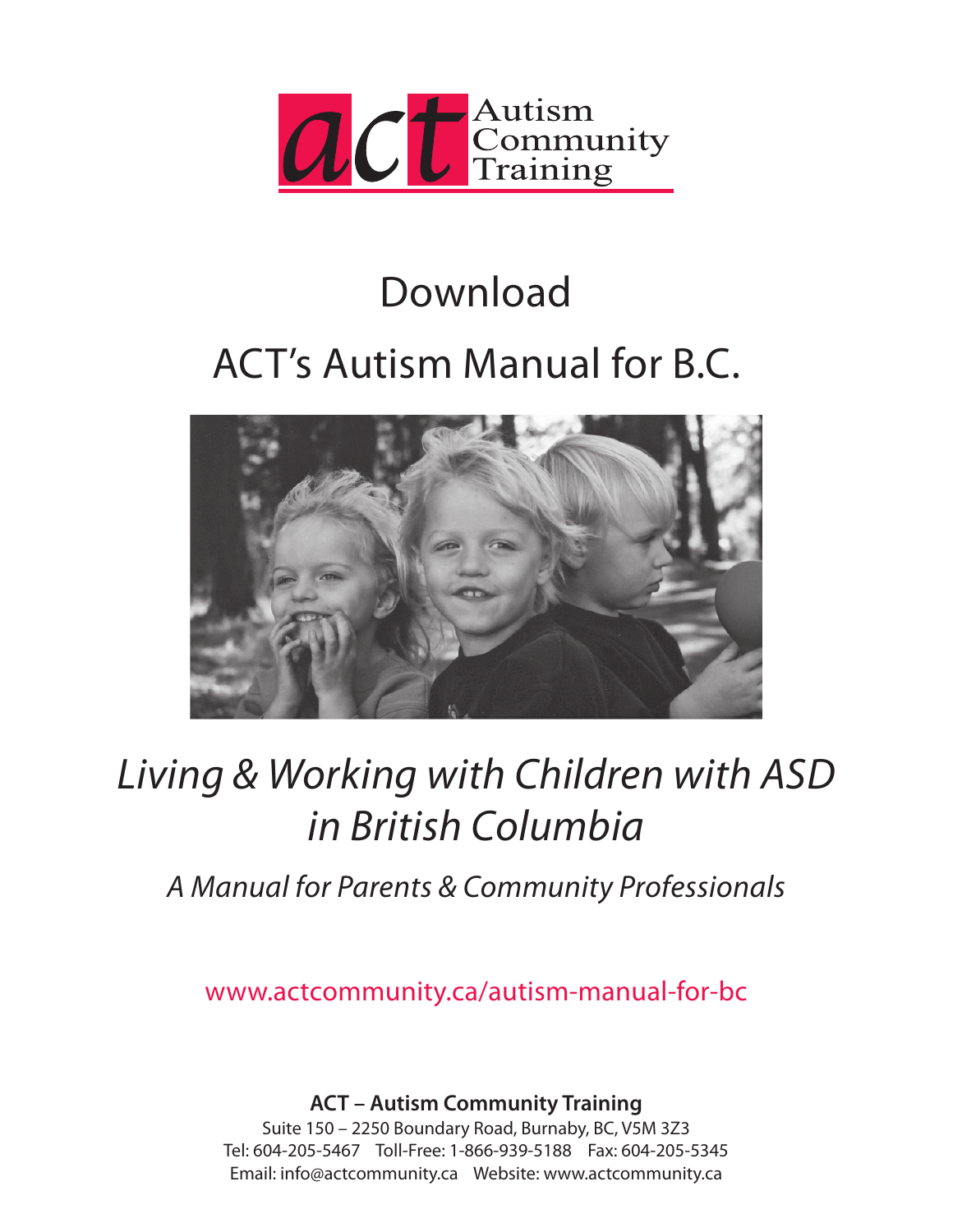act Autism Community Training

# Download

# ACT's Autism Manual for B.C.

## *Living & Working with Children with ASD in British Columbia*

### *A Manual for Parents & Community Professionals*

www.actcommunity.ca/autism-manual-for-bc

**ACT – Autism Community Training**

Suite 150 – 2250 Boundary Road, Burnaby, BC, V5M 3Z3

Tel: 604-205-5467 Toll-Free: 1-866-939-5188 Fax: 604-205-5345

Email: info@actcommunity.ca Website: www.actcommunity.ca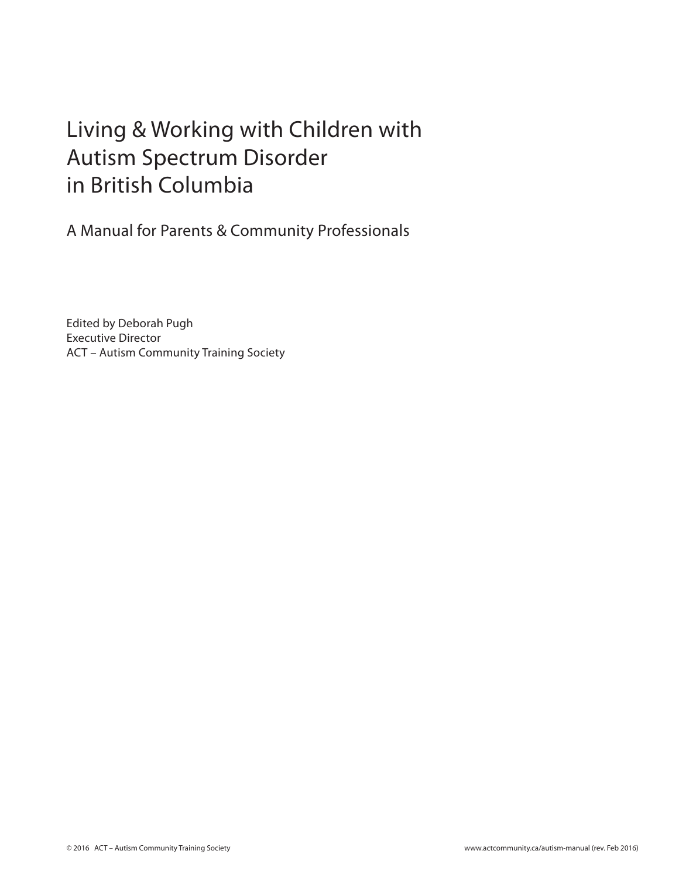# Living & Working with Children with Autism Spectrum Disorder in British Columbia

## A Manual for Parents & Community Professionals

Edited by Deborah Pugh
Executive Director
ACT – Autism Community Training Society

© 2016 ACT – Autism Community Training Society

www.actcommunity.ca/autism-manual (rev. Feb 2016)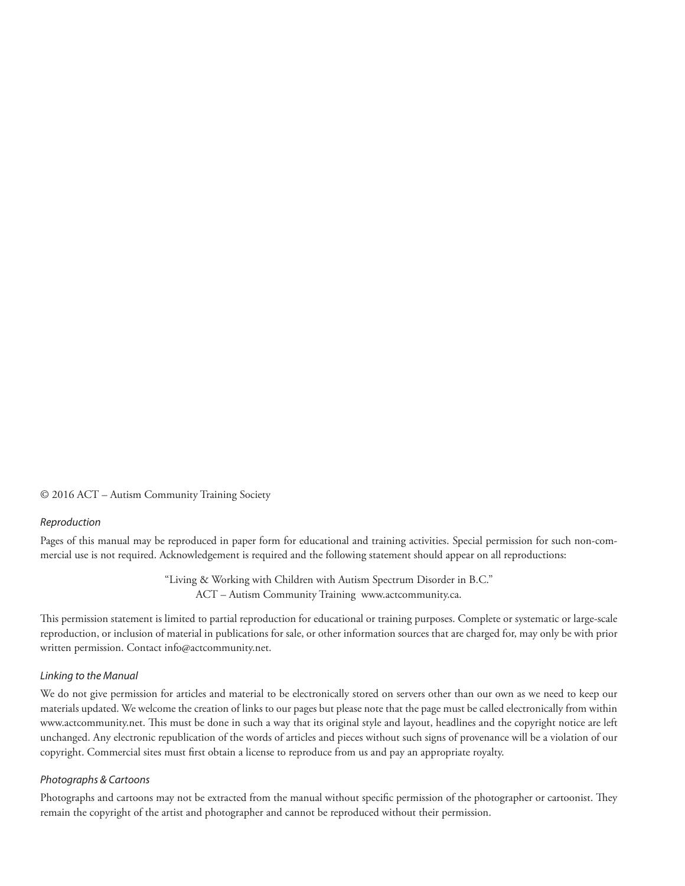© 2016 ACT – Autism Community Training Society

*Reproduction*

Pages of this manual may be reproduced in paper form for educational and training activities. Special permission for such non-commercial use is not required. Acknowledgement is required and the following statement should appear on all reproductions:

"Living & Working with Children with Autism Spectrum Disorder in B.C."
ACT – Autism Community Training www.actcommunity.ca.

This permission statement is limited to partial reproduction for educational or training purposes. Complete or systematic or large-scale reproduction, or inclusion of material in publications for sale, or other information sources that are charged for, may only be with prior written permission. Contact info@actcommunity.net.

*Linking to the Manual*

We do not give permission for articles and material to be electronically stored on servers other than our own as we need to keep our materials updated. We welcome the creation of links to our pages but please note that the page must be called electronically from within www.actcommunity.net. This must be done in such a way that its original style and layout, headlines and the copyright notice are left unchanged. Any electronic republication of the words of articles and pieces without such signs of provenance will be a violation of our copyright. Commercial sites must first obtain a license to reproduce from us and pay an appropriate royalty.

*Photographs & Cartoons*

Photographs and cartoons may not be extracted from the manual without specific permission of the photographer or cartoonist. They remain the copyright of the artist and photographer and cannot be reproduced without their permission.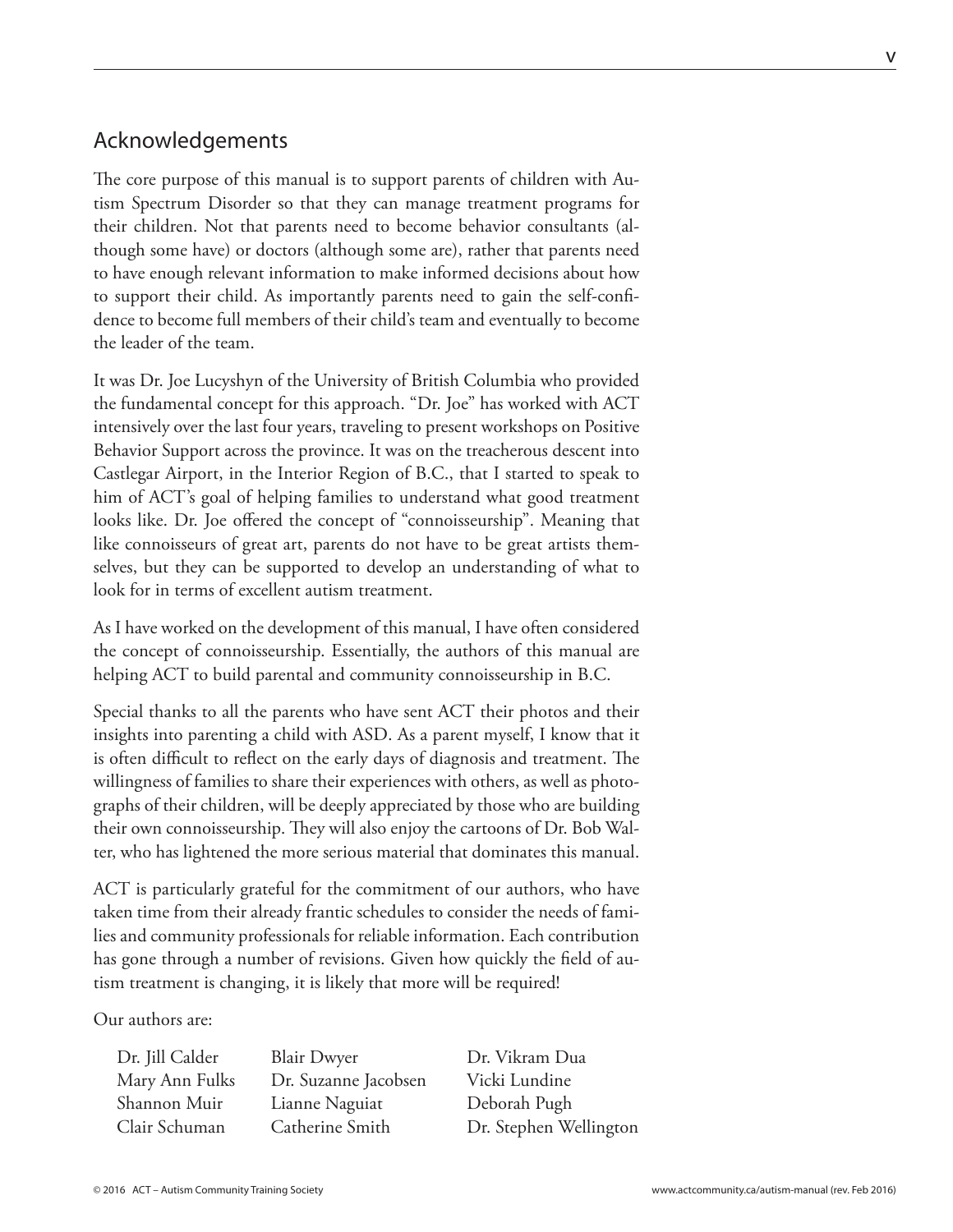## Acknowledgements

The core purpose of this manual is to support parents of children with Autism Spectrum Disorder so that they can manage treatment programs for their children. Not that parents need to become behavior consultants (although some have) or doctors (although some are), rather that parents need to have enough relevant information to make informed decisions about how to support their child. As importantly parents need to gain the self-confidence to become full members of their child's team and eventually to become the leader of the team.

It was Dr. Joe Lucyshyn of the University of British Columbia who provided the fundamental concept for this approach. "Dr. Joe" has worked with ACT intensively over the last four years, traveling to present workshops on Positive Behavior Support across the province. It was on the treacherous descent into Castlegar Airport, in the Interior Region of B.C., that I started to speak to him of ACT's goal of helping families to understand what good treatment looks like. Dr. Joe offered the concept of "connoisseurship". Meaning that like connoisseurs of great art, parents do not have to be great artists themselves, but they can be supported to develop an understanding of what to look for in terms of excellent autism treatment.

As I have worked on the development of this manual, I have often considered the concept of connoisseurship. Essentially, the authors of this manual are helping ACT to build parental and community connoisseurship in B.C.

Special thanks to all the parents who have sent ACT their photos and their insights into parenting a child with ASD. As a parent myself, I know that it is often difficult to reflect on the early days of diagnosis and treatment. The willingness of families to share their experiences with others, as well as photographs of their children, will be deeply appreciated by those who are building their own connoisseurship. They will also enjoy the cartoons of Dr. Bob Walter, who has lightened the more serious material that dominates this manual.

ACT is particularly grateful for the commitment of our authors, who have taken time from their already frantic schedules to consider the needs of families and community professionals for reliable information. Each contribution has gone through a number of revisions. Given how quickly the field of autism treatment is changing, it is likely that more will be required!

Our authors are:

| | | |
|---|---|---|
| Dr. Jill Calder | Blair Dwyer | Dr. Vikram Dua |
| Mary Ann Fulks | Dr. Suzanne Jacobsen | Vicki Lundine |
| Shannon Muir | Lianne Naguiat | Deborah Pugh |
| Clair Schuman | Catherine Smith | Dr. Stephen Wellington |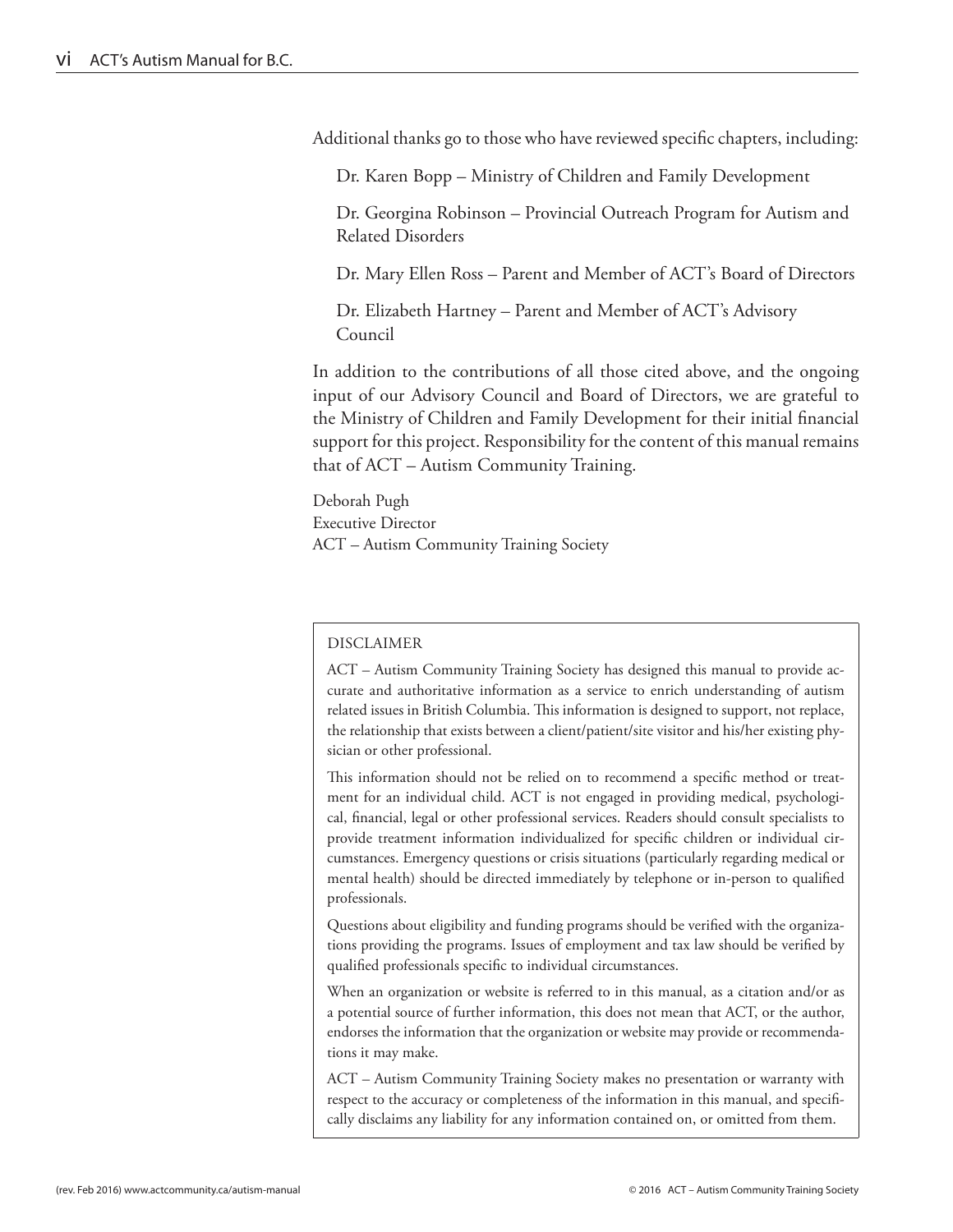Additional thanks go to those who have reviewed specific chapters, including:

Dr. Karen Bopp – Ministry of Children and Family Development

Dr. Georgina Robinson – Provincial Outreach Program for Autism and Related Disorders

Dr. Mary Ellen Ross – Parent and Member of ACT's Board of Directors

Dr. Elizabeth Hartney – Parent and Member of ACT's Advisory Council

In addition to the contributions of all those cited above, and the ongoing input of our Advisory Council and Board of Directors, we are grateful to the Ministry of Children and Family Development for their initial financial support for this project. Responsibility for the content of this manual remains that of ACT – Autism Community Training.

Deborah Pugh
Executive Director
ACT – Autism Community Training Society

DISCLAIMER

ACT – Autism Community Training Society has designed this manual to provide accurate and authoritative information as a service to enrich understanding of autism related issues in British Columbia. This information is designed to support, not replace, the relationship that exists between a client/patient/site visitor and his/her existing physician or other professional.

This information should not be relied on to recommend a specific method or treatment for an individual child. ACT is not engaged in providing medical, psychological, financial, legal or other professional services. Readers should consult specialists to provide treatment information individualized for specific children or individual circumstances. Emergency questions or crisis situations (particularly regarding medical or mental health) should be directed immediately by telephone or in-person to qualified professionals.

Questions about eligibility and funding programs should be verified with the organizations providing the programs. Issues of employment and tax law should be verified by qualified professionals specific to individual circumstances.

When an organization or website is referred to in this manual, as a citation and/or as a potential source of further information, this does not mean that ACT, or the author, endorses the information that the organization or website may provide or recommendations it may make.

ACT – Autism Community Training Society makes no presentation or warranty with respect to the accuracy or completeness of the information in this manual, and specifically disclaims any liability for any information contained on, or omitted from them.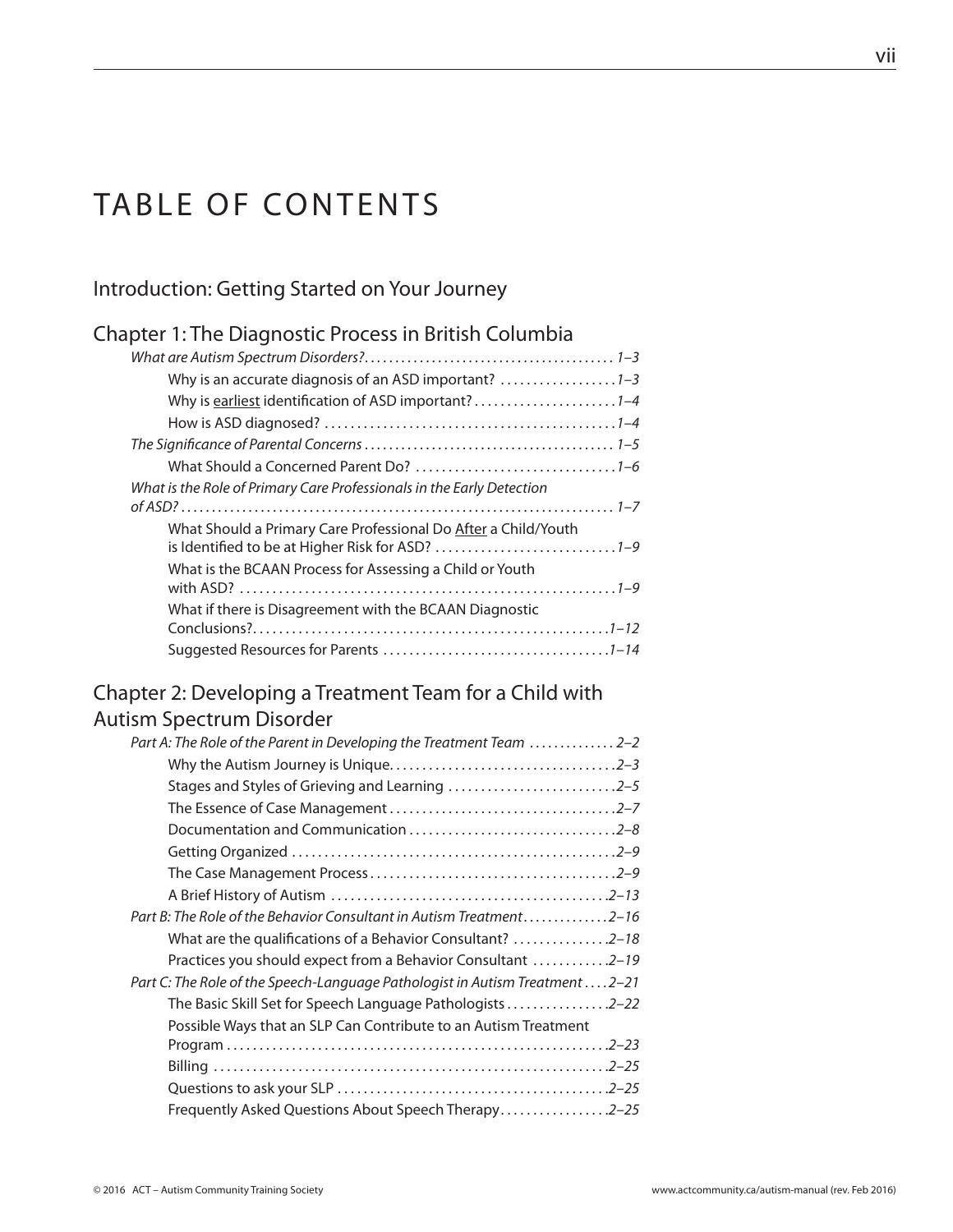# TABLE OF CONTENTS

## Introduction: Getting Started on Your Journey

## Chapter 1: The Diagnostic Process in British Columbia

*What are Autism Spectrum Disorders?* ........ *1–3*

- Why is an accurate diagnosis of an ASD important? ........ *1–3*
- Why is earliest identification of ASD important? ........ *1–4*
- How is ASD diagnosed? ........ *1–4*

*The Significance of Parental Concerns* ........ *1–5*

- What Should a Concerned Parent Do? ........ *1–6*

*What is the Role of Primary Care Professionals in the Early Detection of ASD?* ........ *1–7*

- What Should a Primary Care Professional Do After a Child/Youth is Identified to be at Higher Risk for ASD? ........ *1–9*
- What is the BCAAN Process for Assessing a Child or Youth with ASD? ........ *1–9*
- What if there is Disagreement with the BCAAN Diagnostic Conclusions? ........ *1–12*
- Suggested Resources for Parents ........ *1–14*

## Chapter 2: Developing a Treatment Team for a Child with Autism Spectrum Disorder

*Part A: The Role of the Parent in Developing the Treatment Team* ........ *2–2*

- Why the Autism Journey is Unique ........ *2–3*
- Stages and Styles of Grieving and Learning ........ *2–5*
- The Essence of Case Management ........ *2–7*
- Documentation and Communication ........ *2–8*
- Getting Organized ........ *2–9*
- The Case Management Process ........ *2–9*
- A Brief History of Autism ........ *2–13*

*Part B: The Role of the Behavior Consultant in Autism Treatment* ........ *2–16*

- What are the qualifications of a Behavior Consultant? ........ *2–18*
- Practices you should expect from a Behavior Consultant ........ *2–19*

*Part C: The Role of the Speech-Language Pathologist in Autism Treatment* ........ *2–21*

- The Basic Skill Set for Speech Language Pathologists ........ *2–22*
- Possible Ways that an SLP Can Contribute to an Autism Treatment Program ........ *2–23*
- Billing ........ *2–25*
- Questions to ask your SLP ........ *2–25*
- Frequently Asked Questions About Speech Therapy ........ *2–25*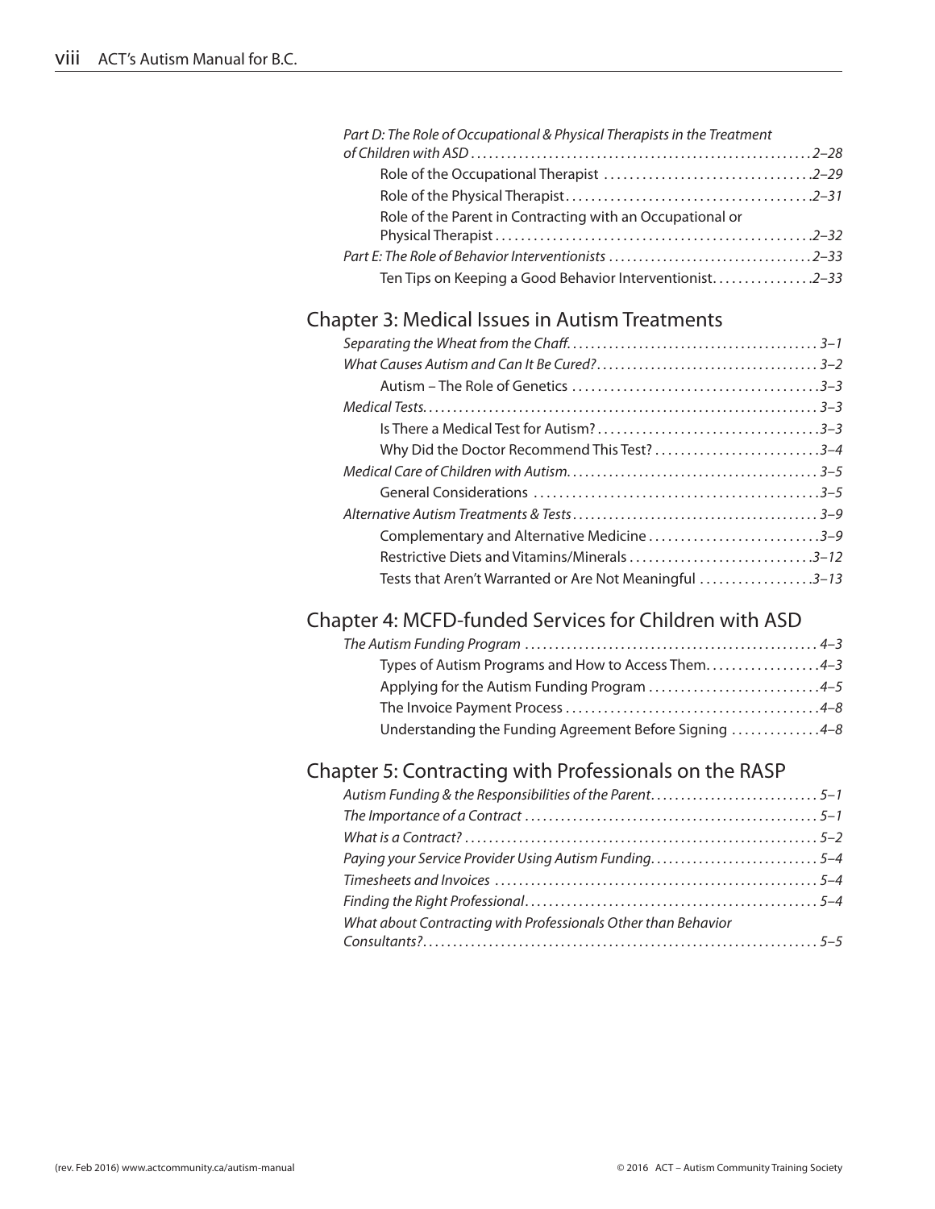*Part D: The Role of Occupational & Physical Therapists in the Treatment of Children with ASD* ........ *2–28*

- Role of the Occupational Therapist ........ *2–29*
- Role of the Physical Therapist ........ *2–31*
- Role of the Parent in Contracting with an Occupational or Physical Therapist ........ *2–32*

*Part E: The Role of Behavior Interventionists* ........ *2–33*

- Ten Tips on Keeping a Good Behavior Interventionist ........ *2–33*

## Chapter 3: Medical Issues in Autism Treatments

*Separating the Wheat from the Chaff* ........ *3–1*

*What Causes Autism and Can It Be Cured?* ........ *3–2*

- Autism – The Role of Genetics ........ *3–3*

*Medical Tests* ........ *3–3*

- Is There a Medical Test for Autism? ........ *3–3*
- Why Did the Doctor Recommend This Test? ........ *3–4*

*Medical Care of Children with Autism* ........ *3–5*

- General Considerations ........ *3–5*

*Alternative Autism Treatments & Tests* ........ *3–9*

- Complementary and Alternative Medicine ........ *3–9*
- Restrictive Diets and Vitamins/Minerals ........ *3–12*
- Tests that Aren't Warranted or Are Not Meaningful ........ *3–13*

## Chapter 4: MCFD-funded Services for Children with ASD

*The Autism Funding Program* ........ *4–3*

- Types of Autism Programs and How to Access Them ........ *4–3*
- Applying for the Autism Funding Program ........ *4–5*
- The Invoice Payment Process ........ *4–8*
- Understanding the Funding Agreement Before Signing ........ *4–8*

## Chapter 5: Contracting with Professionals on the RASP

*Autism Funding & the Responsibilities of the Parent* ........ *5–1*

*The Importance of a Contract* ........ *5–1*

*What is a Contract?* ........ *5–2*

*Paying your Service Provider Using Autism Funding* ........ *5–4*

*Timesheets and Invoices* ........ *5–4*

*Finding the Right Professional* ........ *5–4*

*What about Contracting with Professionals Other than Behavior Consultants?* ........ *5–5*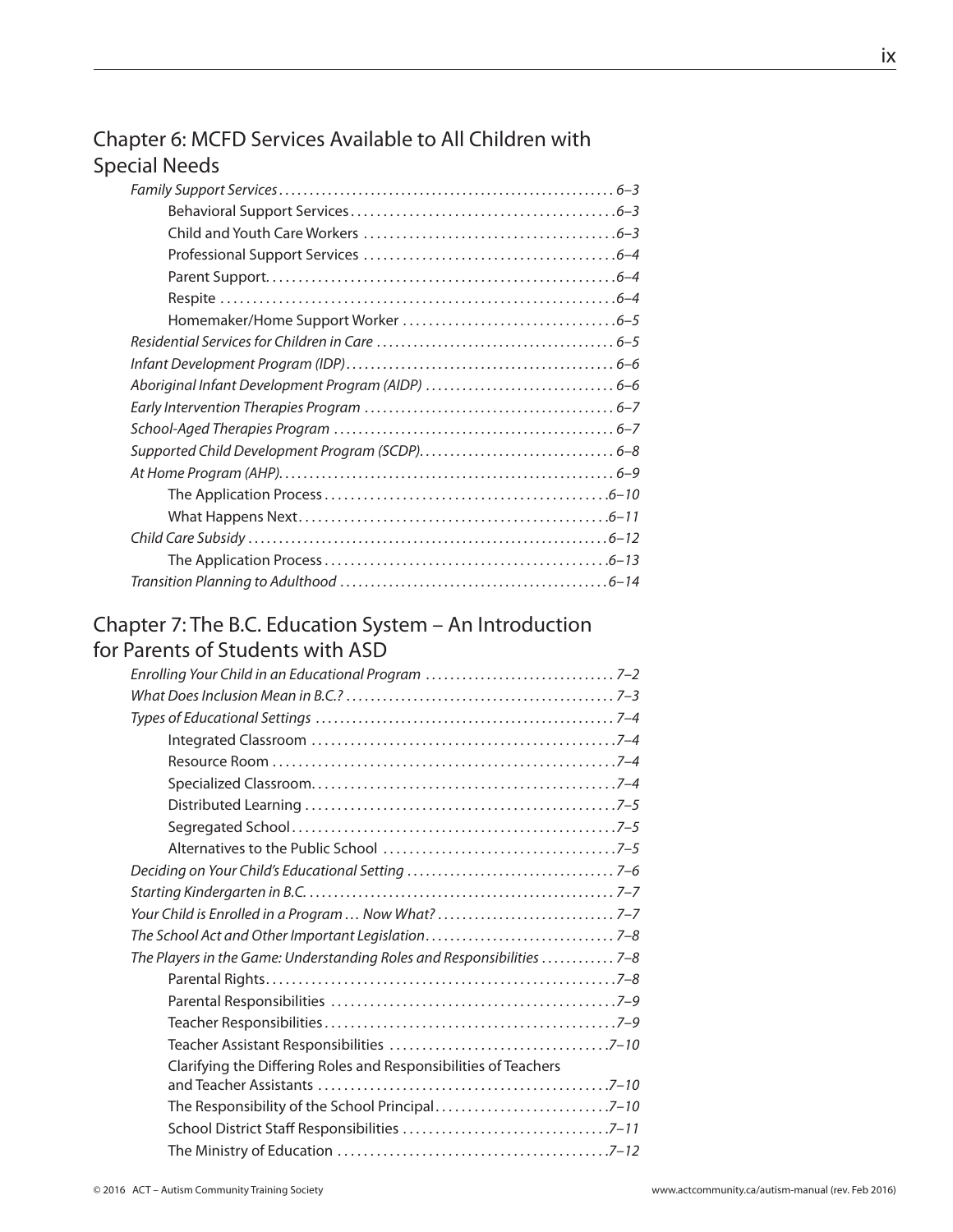## Chapter 6: MCFD Services Available to All Children with Special Needs

*Family Support Services* . . . . . . . . . . . . . . . . . . . . . . . . . . . . . . . . . . . . . . . . . . . . . . . . . . . . . . *6–3*
- Behavioral Support Services . . . . . . . . . . . . . . . . . . . . . . . . . . . . . . . . . . . . . . . . *6–3*
- Child and Youth Care Workers . . . . . . . . . . . . . . . . . . . . . . . . . . . . . . . . . . . . . . *6–3*
- Professional Support Services . . . . . . . . . . . . . . . . . . . . . . . . . . . . . . . . . . . . . . *6–4*
- Parent Support . . . . . . . . . . . . . . . . . . . . . . . . . . . . . . . . . . . . . . . . . . . . . . . . . . . . *6–4*
- Respite . . . . . . . . . . . . . . . . . . . . . . . . . . . . . . . . . . . . . . . . . . . . . . . . . . . . . . . . . . . *6–4*
- Homemaker/Home Support Worker . . . . . . . . . . . . . . . . . . . . . . . . . . . . . . . . . *6–5*

*Residential Services for Children in Care* . . . . . . . . . . . . . . . . . . . . . . . . . . . . . . . . . . . . . . *6–5*
*Infant Development Program (IDP)* . . . . . . . . . . . . . . . . . . . . . . . . . . . . . . . . . . . . . . . . . . . *6–6*
*Aboriginal Infant Development Program (AIDP)* . . . . . . . . . . . . . . . . . . . . . . . . . . . . . . . *6–6*
*Early Intervention Therapies Program* . . . . . . . . . . . . . . . . . . . . . . . . . . . . . . . . . . . . . . . . *6–7*
*School-Aged Therapies Program* . . . . . . . . . . . . . . . . . . . . . . . . . . . . . . . . . . . . . . . . . . . . . *6–7*
*Supported Child Development Program (SCDP)* . . . . . . . . . . . . . . . . . . . . . . . . . . . . . . . . *6–8*
*At Home Program (AHP)* . . . . . . . . . . . . . . . . . . . . . . . . . . . . . . . . . . . . . . . . . . . . . . . . . . . . . *6–9*
- The Application Process . . . . . . . . . . . . . . . . . . . . . . . . . . . . . . . . . . . . . . . . . . . . *6–10*
- What Happens Next . . . . . . . . . . . . . . . . . . . . . . . . . . . . . . . . . . . . . . . . . . . . . . . . *6–11*

*Child Care Subsidy* . . . . . . . . . . . . . . . . . . . . . . . . . . . . . . . . . . . . . . . . . . . . . . . . . . . . . . . . . . *6–12*
- The Application Process . . . . . . . . . . . . . . . . . . . . . . . . . . . . . . . . . . . . . . . . . . . . *6–13*

*Transition Planning to Adulthood* . . . . . . . . . . . . . . . . . . . . . . . . . . . . . . . . . . . . . . . . . . . . *6–14*

## Chapter 7: The B.C. Education System – An Introduction for Parents of Students with ASD

*Enrolling Your Child in an Educational Program* . . . . . . . . . . . . . . . . . . . . . . . . . . . . . . *7–2*
*What Does Inclusion Mean in B.C.?* . . . . . . . . . . . . . . . . . . . . . . . . . . . . . . . . . . . . . . . . . . . *7–3*
*Types of Educational Settings* . . . . . . . . . . . . . . . . . . . . . . . . . . . . . . . . . . . . . . . . . . . . . . . . *7–4*
- Integrated Classroom . . . . . . . . . . . . . . . . . . . . . . . . . . . . . . . . . . . . . . . . . . . . . . . *7–4*
- Resource Room . . . . . . . . . . . . . . . . . . . . . . . . . . . . . . . . . . . . . . . . . . . . . . . . . . . . *7–4*
- Specialized Classroom . . . . . . . . . . . . . . . . . . . . . . . . . . . . . . . . . . . . . . . . . . . . . . *7–4*
- Distributed Learning . . . . . . . . . . . . . . . . . . . . . . . . . . . . . . . . . . . . . . . . . . . . . . . . *7–5*
- Segregated School . . . . . . . . . . . . . . . . . . . . . . . . . . . . . . . . . . . . . . . . . . . . . . . . . . *7–5*
- Alternatives to the Public School . . . . . . . . . . . . . . . . . . . . . . . . . . . . . . . . . . . . *7–5*

*Deciding on Your Child's Educational Setting* . . . . . . . . . . . . . . . . . . . . . . . . . . . . . . . . . *7–6*
*Starting Kindergarten in B.C.* . . . . . . . . . . . . . . . . . . . . . . . . . . . . . . . . . . . . . . . . . . . . . . . . . *7–7*
*Your Child is Enrolled in a Program … Now What?* . . . . . . . . . . . . . . . . . . . . . . . . . . . . . *7–7*
*The School Act and Other Important Legislation* . . . . . . . . . . . . . . . . . . . . . . . . . . . . . . . *7–8*
*The Players in the Game: Understanding Roles and Responsibilities* . . . . . . . . . . . . *7–8*
- Parental Rights . . . . . . . . . . . . . . . . . . . . . . . . . . . . . . . . . . . . . . . . . . . . . . . . . . . . . *7–8*
- Parental Responsibilities . . . . . . . . . . . . . . . . . . . . . . . . . . . . . . . . . . . . . . . . . . . . *7–9*
- Teacher Responsibilities . . . . . . . . . . . . . . . . . . . . . . . . . . . . . . . . . . . . . . . . . . . . . *7–9*
- Teacher Assistant Responsibilities . . . . . . . . . . . . . . . . . . . . . . . . . . . . . . . . . . *7–10*
- Clarifying the Differing Roles and Responsibilities of Teachers and Teacher Assistants . . . . . . . . . . . . . . . . . . . . . . . . . . . . . . . . . . . . . . . . . . . . *7–10*
- The Responsibility of the School Principal . . . . . . . . . . . . . . . . . . . . . . . . . . . *7–10*
- School District Staff Responsibilities . . . . . . . . . . . . . . . . . . . . . . . . . . . . . . . . *7–11*
- The Ministry of Education . . . . . . . . . . . . . . . . . . . . . . . . . . . . . . . . . . . . . . . . . . *7–12*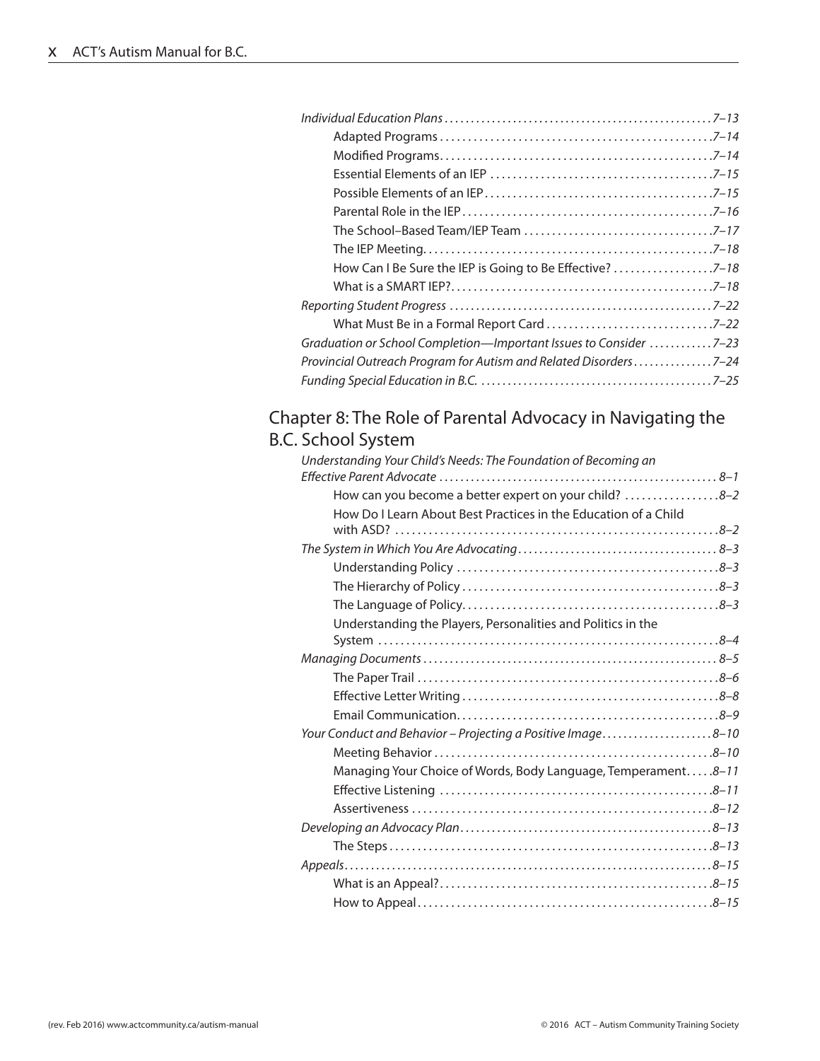*Individual Education Plans* ... *7–13*

- Adapted Programs ... *7–14*
- Modified Programs ... *7–14*
- Essential Elements of an IEP ... *7–15*
- Possible Elements of an IEP ... *7–15*
- Parental Role in the IEP ... *7–16*
- The School–Based Team/IEP Team ... *7–17*
- The IEP Meeting ... *7–18*
- How Can I Be Sure the IEP is Going to Be Effective? ... *7–18*
- What is a SMART IEP? ... *7–18*

*Reporting Student Progress* ... *7–22*

- What Must Be in a Formal Report Card ... *7–22*

*Graduation or School Completion—Important Issues to Consider* ... *7–23*

*Provincial Outreach Program for Autism and Related Disorders* ... *7–24*

*Funding Special Education in B.C.* ... *7–25*

## Chapter 8: The Role of Parental Advocacy in Navigating the B.C. School System

*Understanding Your Child's Needs: The Foundation of Becoming an Effective Parent Advocate* ... *8–1*

- How can you become a better expert on your child? ... *8–2*
- How Do I Learn About Best Practices in the Education of a Child with ASD? ... *8–2*

*The System in Which You Are Advocating* ... *8–3*

- Understanding Policy ... *8–3*
- The Hierarchy of Policy ... *8–3*
- The Language of Policy ... *8–3*
- Understanding the Players, Personalities and Politics in the System ... *8–4*

*Managing Documents* ... *8–5*

- The Paper Trail ... *8–6*
- Effective Letter Writing ... *8–8*
- Email Communication ... *8–9*

*Your Conduct and Behavior – Projecting a Positive Image* ... *8–10*

- Meeting Behavior ... *8–10*
- Managing Your Choice of Words, Body Language, Temperament ... *8–11*
- Effective Listening ... *8–11*
- Assertiveness ... *8–12*

*Developing an Advocacy Plan* ... *8–13*

- The Steps ... *8–13*

*Appeals* ... *8–15*

- What is an Appeal? ... *8–15*
- How to Appeal ... *8–15*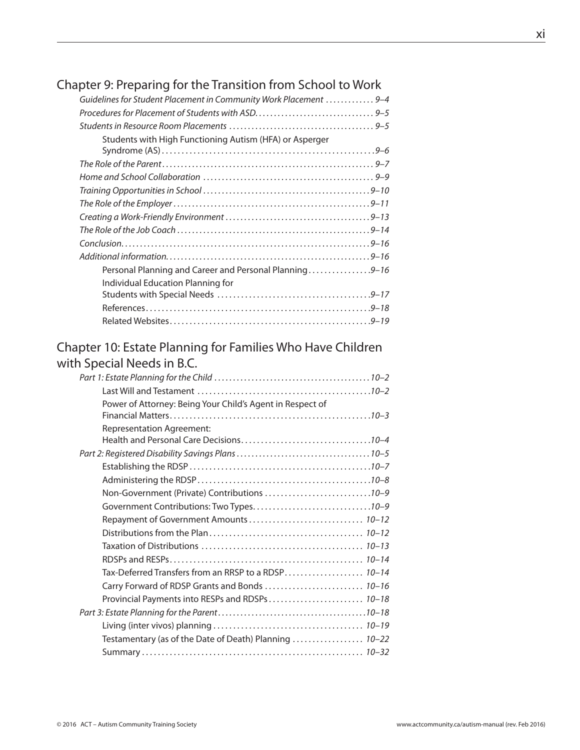## Chapter 9: Preparing for the Transition from School to Work

*Guidelines for Student Placement in Community Work Placement* . . . . . . . . . . . . *9–4*
*Procedures for Placement of Students with ASD* . . . . . . . . . . . . . . . . . . . . . . . . . . . . . . . *9–5*
*Students in Resource Room Placements* . . . . . . . . . . . . . . . . . . . . . . . . . . . . . . . . . . . . . . *9–5*
    Students with High Functioning Autism (HFA) or Asperger Syndrome (AS) . . . . . . . . . . . . . . . . . . . . . . . . . . . . . . . . . . . . . . . . . . . . . . . . . . . . . *9–6*
*The Role of the Parent* . . . . . . . . . . . . . . . . . . . . . . . . . . . . . . . . . . . . . . . . . . . . . . . . . . . . . . . *9–7*
*Home and School Collaboration* . . . . . . . . . . . . . . . . . . . . . . . . . . . . . . . . . . . . . . . . . . . . . *9–9*
*Training Opportunities in School* . . . . . . . . . . . . . . . . . . . . . . . . . . . . . . . . . . . . . . . . . . . *9–10*
*The Role of the Employer* . . . . . . . . . . . . . . . . . . . . . . . . . . . . . . . . . . . . . . . . . . . . . . . . . . . *9–11*
*Creating a Work-Friendly Environment* . . . . . . . . . . . . . . . . . . . . . . . . . . . . . . . . . . . . . . *9–13*
*The Role of the Job Coach* . . . . . . . . . . . . . . . . . . . . . . . . . . . . . . . . . . . . . . . . . . . . . . . . . . *9–14*
*Conclusion* . . . . . . . . . . . . . . . . . . . . . . . . . . . . . . . . . . . . . . . . . . . . . . . . . . . . . . . . . . . . . . . . *9–16*
*Additional information* . . . . . . . . . . . . . . . . . . . . . . . . . . . . . . . . . . . . . . . . . . . . . . . . . . . . . *9–16*
    Personal Planning and Career and Personal Planning . . . . . . . . . . . . . . . . *9–16*
    Individual Education Planning for Students with Special Needs . . . . . . . . . . . . . . . . . . . . . . . . . . . . . . . . . . . . . . *9–17*
    References . . . . . . . . . . . . . . . . . . . . . . . . . . . . . . . . . . . . . . . . . . . . . . . . . . . . . . . . *9–18*
    Related Websites . . . . . . . . . . . . . . . . . . . . . . . . . . . . . . . . . . . . . . . . . . . . . . . . . . *9–19*

## Chapter 10: Estate Planning for Families Who Have Children with Special Needs in B.C.

*Part 1: Estate Planning for the Child* . . . . . . . . . . . . . . . . . . . . . . . . . . . . . . . . . . . . . . . . . *10–2*
    Last Will and Testament . . . . . . . . . . . . . . . . . . . . . . . . . . . . . . . . . . . . . . . . . . . *10–2*
    Power of Attorney: Being Your Child's Agent in Respect of Financial Matters . . . . . . . . . . . . . . . . . . . . . . . . . . . . . . . . . . . . . . . . . . . . . . . . . . . *10–3*
    Representation Agreement: Health and Personal Care Decisions . . . . . . . . . . . . . . . . . . . . . . . . . . . . . . . . *10–4*
*Part 2: Registered Disability Savings Plans* . . . . . . . . . . . . . . . . . . . . . . . . . . . . . . . . . . . *10–5*
    Establishing the RDSP . . . . . . . . . . . . . . . . . . . . . . . . . . . . . . . . . . . . . . . . . . . . . *10–7*
    Administering the RDSP . . . . . . . . . . . . . . . . . . . . . . . . . . . . . . . . . . . . . . . . . . . *10–8*
    Non-Government (Private) Contributions . . . . . . . . . . . . . . . . . . . . . . . . . . . *10–9*
    Government Contributions: Two Types . . . . . . . . . . . . . . . . . . . . . . . . . . . . . *10–9*
    Repayment of Government Amounts . . . . . . . . . . . . . . . . . . . . . . . . . . . . 10–12
    Distributions from the Plan . . . . . . . . . . . . . . . . . . . . . . . . . . . . . . . . . . . . . . 10–12
    Taxation of Distributions . . . . . . . . . . . . . . . . . . . . . . . . . . . . . . . . . . . . . . . . 10–13
    RDSPs and RESPs . . . . . . . . . . . . . . . . . . . . . . . . . . . . . . . . . . . . . . . . . . . . . . . . 10–14
    Tax-Deferred Transfers from an RRSP to a RDSP . . . . . . . . . . . . . . . . . . . . 10–14
    Carry Forward of RDSP Grants and Bonds . . . . . . . . . . . . . . . . . . . . . . . . . 10–16
    Provincial Payments into RESPs and RDSPs . . . . . . . . . . . . . . . . . . . . . . . . 10–18
*Part 3: Estate Planning for the Parent* . . . . . . . . . . . . . . . . . . . . . . . . . . . . . . . . . . . . . . . *10–18*
    Living (inter vivos) planning . . . . . . . . . . . . . . . . . . . . . . . . . . . . . . . . . . . . . . 10–19
    Testamentary (as of the Date of Death) Planning . . . . . . . . . . . . . . . . . . 10–22
    Summary . . . . . . . . . . . . . . . . . . . . . . . . . . . . . . . . . . . . . . . . . . . . . . . . . . . . . . . . 10–32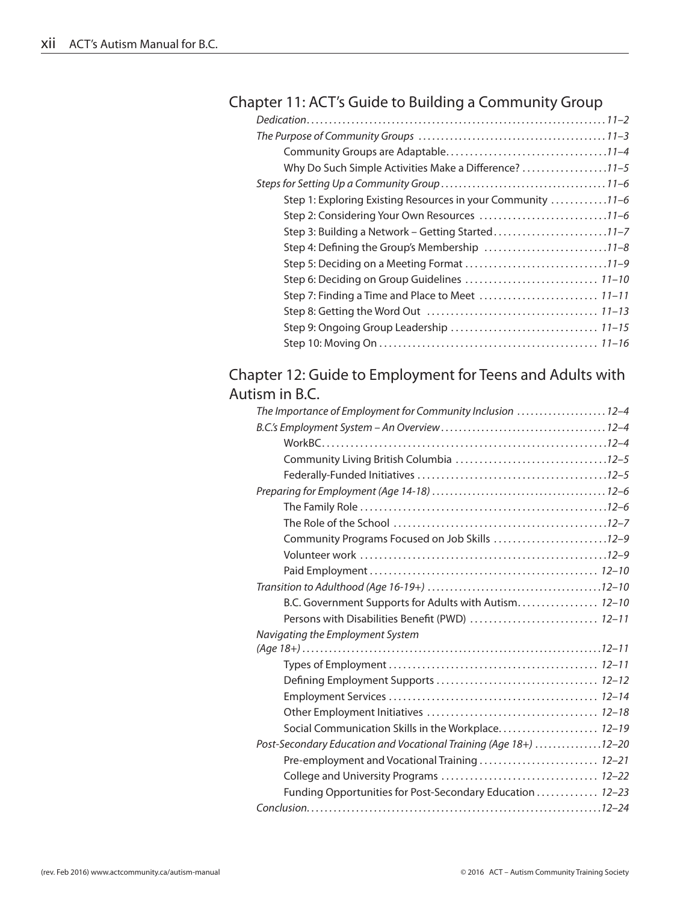## Chapter 11: ACT's Guide to Building a Community Group

*Dedication* ....... *11–2*

*The Purpose of Community Groups* ....... *11–3*

- Community Groups are Adaptable ....... *11–4*
- Why Do Such Simple Activities Make a Difference? ....... *11–5*

*Steps for Setting Up a Community Group* ....... *11–6*

- Step 1: Exploring Existing Resources in your Community ....... *11–6*
- Step 2: Considering Your Own Resources ....... *11–6*
- Step 3: Building a Network – Getting Started ....... *11–7*
- Step 4: Defining the Group's Membership ....... *11–8*
- Step 5: Deciding on a Meeting Format ....... *11–9*
- Step 6: Deciding on Group Guidelines ....... *11–10*
- Step 7: Finding a Time and Place to Meet ....... *11–11*
- Step 8: Getting the Word Out ....... *11–13*
- Step 9: Ongoing Group Leadership ....... *11–15*
- Step 10: Moving On ....... *11–16*

## Chapter 12: Guide to Employment for Teens and Adults with Autism in B.C.

*The Importance of Employment for Community Inclusion* ....... *12–4*

*B.C.'s Employment System – An Overview* ....... *12–4*

- WorkBC ....... *12–4*
- Community Living British Columbia ....... *12–5*
- Federally-Funded Initiatives ....... *12–5*

*Preparing for Employment (Age 14-18)* ....... *12–6*

- The Family Role ....... *12–6*
- The Role of the School ....... *12–7*
- Community Programs Focused on Job Skills ....... *12–9*
- Volunteer work ....... *12–9*
- Paid Employment ....... *12–10*

*Transition to Adulthood (Age 16-19+)* ....... *12–10*

- B.C. Government Supports for Adults with Autism ....... *12–10*
- Persons with Disabilities Benefit (PWD) ....... *12–11*

*Navigating the Employment System (Age 18+)* ....... *12–11*

- Types of Employment ....... *12–11*
- Defining Employment Supports ....... *12–12*
- Employment Services ....... *12–14*
- Other Employment Initiatives ....... *12–18*
- Social Communication Skills in the Workplace ....... *12–19*

*Post-Secondary Education and Vocational Training (Age 18+)* ....... *12–20*

- Pre-employment and Vocational Training ....... *12–21*
- College and University Programs ....... *12–22*
- Funding Opportunities for Post-Secondary Education ....... *12–23*

*Conclusion* ....... *12–24*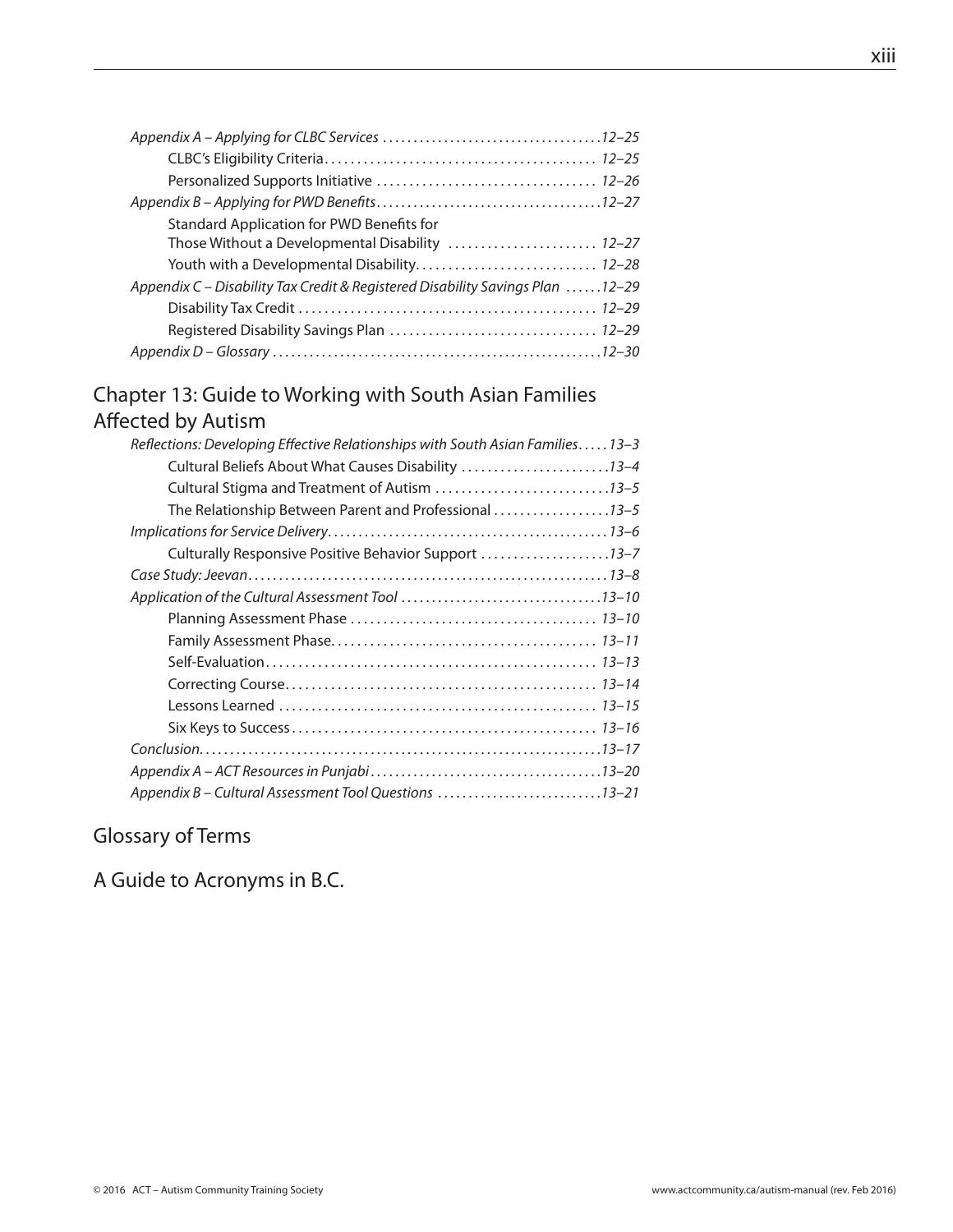*Appendix A – Applying for CLBC Services* ...................................*12–25*

CLBC's Eligibility Criteria............................................ *12–25*

Personalized Supports Initiative .................................. *12–26*

*Appendix B – Applying for PWD Benefits*....................................*12–27*

Standard Application for PWD Benefits for Those Without a Developmental Disability ....................... *12–27*

Youth with a Developmental Disability............................ *12–28*

*Appendix C – Disability Tax Credit & Registered Disability Savings Plan* ......*12–29*

Disability Tax Credit ............................................. *12–29*

Registered Disability Savings Plan ................................ *12–29*

*Appendix D – Glossary* .....................................................*12–30*

## Chapter 13: Guide to Working with South Asian Families Affected by Autism

*Reflections: Developing Effective Relationships with South Asian Families*.....*13–3*

Cultural Beliefs About What Causes Disability .......................*13–4*

Cultural Stigma and Treatment of Autism ...........................*13–5*

The Relationship Between Parent and Professional ..................*13–5*

*Implications for Service Delivery*.............................................*13–6*

Culturally Responsive Positive Behavior Support ....................*13–7*

*Case Study: Jeevan*..........................................................*13–8*

*Application of the Cultural Assessment Tool* ................................*13–10*

Planning Assessment Phase ...................................... *13–10*

Family Assessment Phase......................................... *13–11*

Self-Evaluation................................................... *13–13*

Correcting Course................................................. *13–14*

Lessons Learned ................................................. *13–15*

Six Keys to Success............................................... *13–16*

*Conclusion*.................................................................*13–17*

*Appendix A – ACT Resources in Punjabi*.....................................*13–20*

*Appendix B – Cultural Assessment Tool Questions* ...........................*13–21*

## Glossary of Terms

## A Guide to Acronyms in B.C.